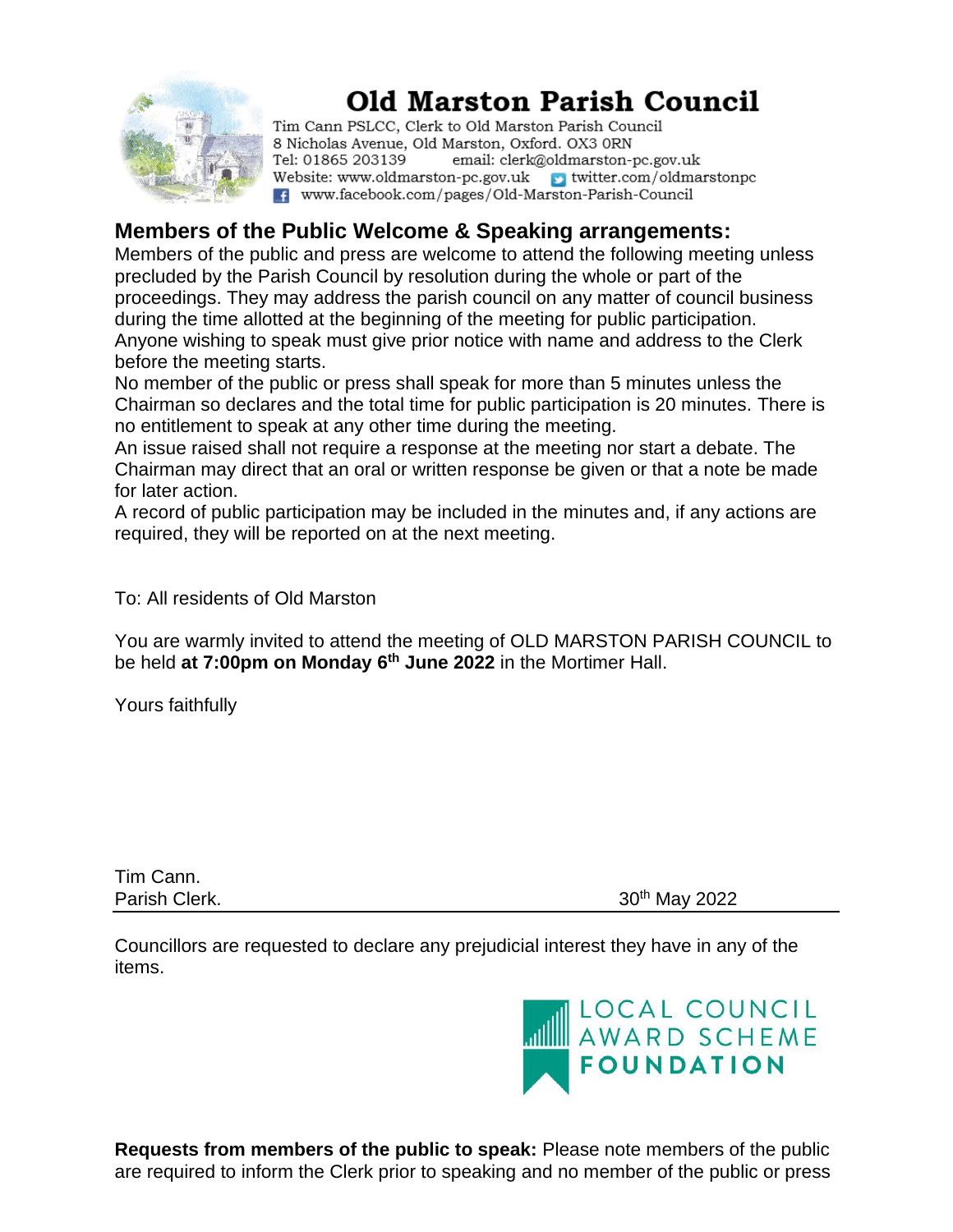# Old Marston Parish Council

Tim Cann PSLCC, Clerk to Old Marston Parish Council
8 Nicholas Avenue, Old Marston, Oxford. OX3 0RN
Tel: 01865 203139 email: clerk@oldmarston-pc.gov.uk
Website: www.oldmarston-pc.gov.uk twitter.com/oldmarstonpc
www.facebook.com/pages/Old-Marston-Parish-Council

## Members of the Public Welcome & Speaking arrangements:

Members of the public and press are welcome to attend the following meeting unless precluded by the Parish Council by resolution during the whole or part of the proceedings. They may address the parish council on any matter of council business during the time allotted at the beginning of the meeting for public participation. Anyone wishing to speak must give prior notice with name and address to the Clerk before the meeting starts.

No member of the public or press shall speak for more than 5 minutes unless the Chairman so declares and the total time for public participation is 20 minutes. There is no entitlement to speak at any other time during the meeting.

An issue raised shall not require a response at the meeting nor start a debate. The Chairman may direct that an oral or written response be given or that a note be made for later action.

A record of public participation may be included in the minutes and, if any actions are required, they will be reported on at the next meeting.

To: All residents of Old Marston

You are warmly invited to attend the meeting of OLD MARSTON PARISH COUNCIL to be held **at 7:00pm on Monday 6th June 2022** in the Mortimer Hall.

Yours faithfully

Tim Cann.
Parish Clerk. 30th May 2022

---

Councillors are requested to declare any prejudicial interest they have in any of the items.

LOCAL COUNCIL AWARD SCHEME FOUNDATION

**Requests from members of the public to speak:** Please note members of the public are required to inform the Clerk prior to speaking and no member of the public or press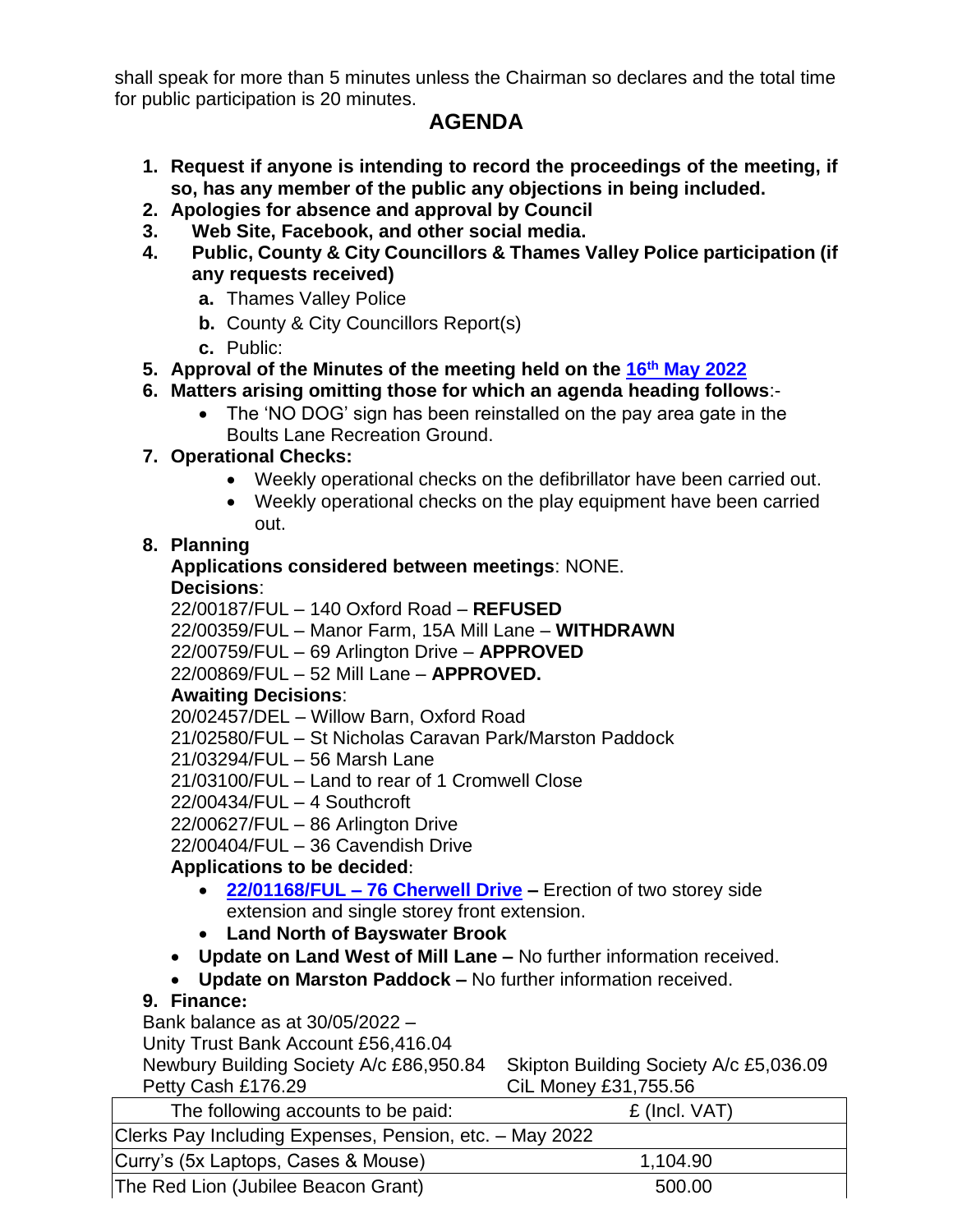shall speak for more than 5 minutes unless the Chairman so declares and the total time for public participation is 20 minutes.

## AGENDA

1. **Request if anyone is intending to record the proceedings of the meeting, if so, has any member of the public any objections in being included.**
2. **Apologies for absence and approval by Council**
3. **Web Site, Facebook, and other social media.**
4. **Public, County & City Councillors & Thames Valley Police participation (if any requests received)**
   a. Thames Valley Police
   b. County & City Councillors Report(s)
   c. Public:
5. **Approval of the Minutes of the meeting held on the 16th May 2022**
6. **Matters arising omitting those for which an agenda heading follows**:-
   - The 'NO DOG' sign has been reinstalled on the pay area gate in the Boults Lane Recreation Ground.
7. **Operational Checks:**
   - Weekly operational checks on the defibrillator have been carried out.
   - Weekly operational checks on the play equipment have been carried out.
8. **Planning**

   **Applications considered between meetings**: NONE.

   **Decisions**:

   22/00187/FUL – 140 Oxford Road – **REFUSED**
   22/00359/FUL – Manor Farm, 15A Mill Lane – **WITHDRAWN**
   22/00759/FUL – 69 Arlington Drive – **APPROVED**
   22/00869/FUL – 52 Mill Lane – **APPROVED.**

   **Awaiting Decisions**:

   20/02457/DEL – Willow Barn, Oxford Road
   21/02580/FUL – St Nicholas Caravan Park/Marston Paddock
   21/03294/FUL – 56 Marsh Lane
   21/03100/FUL – Land to rear of 1 Cromwell Close
   22/00434/FUL – 4 Southcroft
   22/00627/FUL – 86 Arlington Drive
   22/00404/FUL – 36 Cavendish Drive

   **Applications to be decided**:
   - **22/01168/FUL – 76 Cherwell Drive –** Erection of two storey side extension and single storey front extension.
   - **Land North of Bayswater Brook**
   - **Update on Land West of Mill Lane –** No further information received.
   - **Update on Marston Paddock –** No further information received.
9. **Finance:**

   Bank balance as at 30/05/2022 –
   Unity Trust Bank Account £56,416.04
   Newbury Building Society A/c £86,950.84
   Skipton Building Society A/c £5,036.09
   Petty Cash £176.29
   CiL Money £31,755.56

| The following accounts to be paid: | £ (Incl. VAT) |
|---|---|
| Clerks Pay Including Expenses, Pension, etc. – May 2022 | |
| Curry's (5x Laptops, Cases & Mouse) | 1,104.90 |
| The Red Lion (Jubilee Beacon Grant) | 500.00 |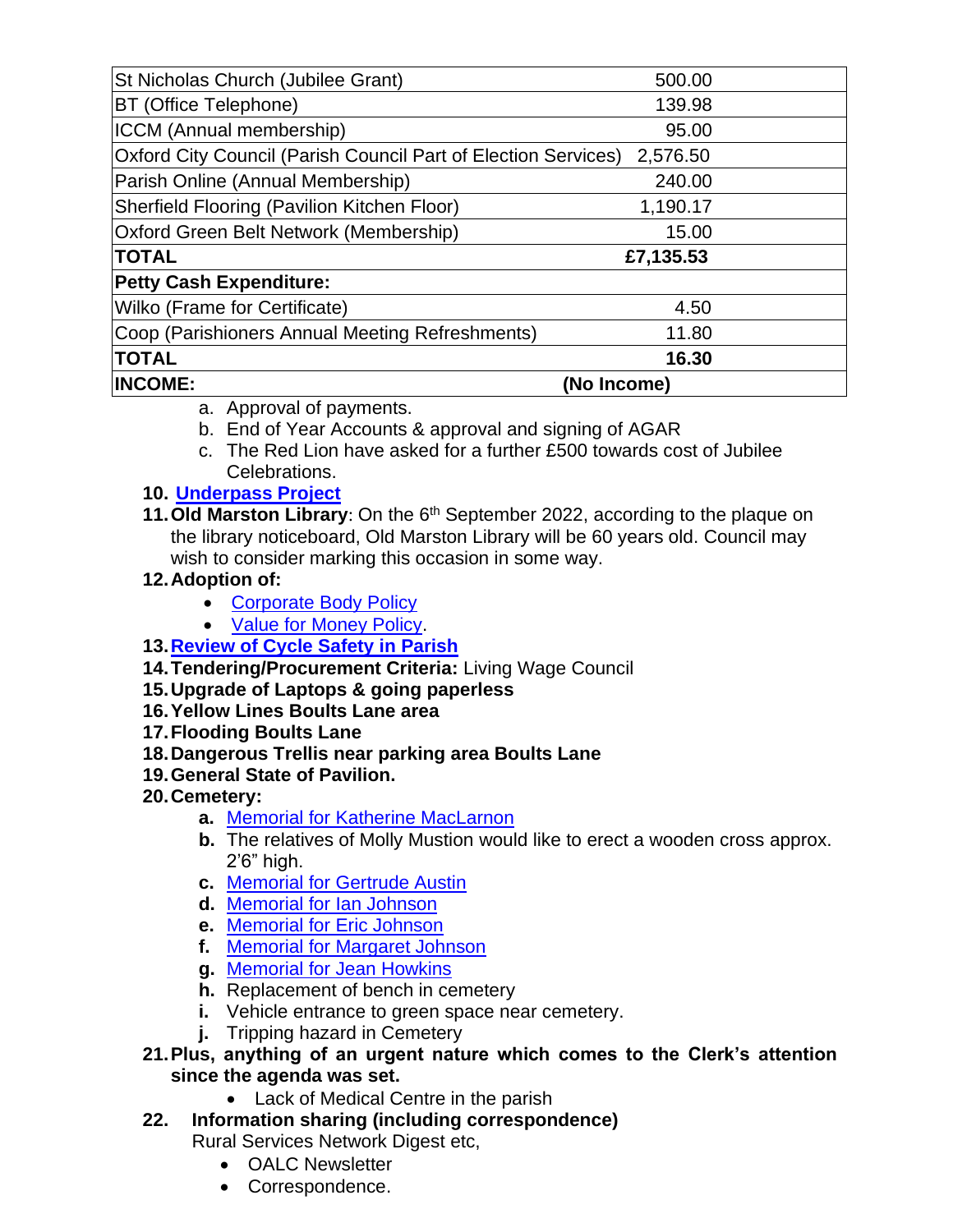| | |
|---|---|
| St Nicholas Church (Jubilee Grant) | 500.00 |
| BT (Office Telephone) | 139.98 |
| ICCM (Annual membership) | 95.00 |
| Oxford City Council (Parish Council Part of Election Services) | 2,576.50 |
| Parish Online (Annual Membership) | 240.00 |
| Sherfield Flooring (Pavilion Kitchen Floor) | 1,190.17 |
| Oxford Green Belt Network (Membership) | 15.00 |
| **TOTAL** | **£7,135.53** |
| **Petty Cash Expenditure:** | |
| Wilko (Frame for Certificate) | 4.50 |
| Coop (Parishioners Annual Meeting Refreshments) | 11.80 |
| **TOTAL** | **16.30** |
| **INCOME:** | **(No Income)** |

a. Approval of payments.
b. End of Year Accounts & approval and signing of AGAR
c. The Red Lion have asked for a further £500 towards cost of Jubilee Celebrations.

10. **Underpass Project**
11. **Old Marston Library**: On the 6th September 2022, according to the plaque on the library noticeboard, Old Marston Library will be 60 years old. Council may wish to consider marking this occasion in some way.
12. **Adoption of:**
    - Corporate Body Policy
    - Value for Money Policy.
13. **Review of Cycle Safety in Parish**
14. **Tendering/Procurement Criteria:** Living Wage Council
15. **Upgrade of Laptops & going paperless**
16. **Yellow Lines Boults Lane area**
17. **Flooding Boults Lane**
18. **Dangerous Trellis near parking area Boults Lane**
19. **General State of Pavilion.**
20. **Cemetery:**
    - **a.** Memorial for Katherine MacLarnon
    - **b.** The relatives of Molly Mustion would like to erect a wooden cross approx. 2'6" high.
    - **c.** Memorial for Gertrude Austin
    - **d.** Memorial for Ian Johnson
    - **e.** Memorial for Eric Johnson
    - **f.** Memorial for Margaret Johnson
    - **g.** Memorial for Jean Howkins
    - **h.** Replacement of bench in cemetery
    - **i.** Vehicle entrance to green space near cemetery.
    - **j.** Tripping hazard in Cemetery
21. **Plus, anything of an urgent nature which comes to the Clerk's attention since the agenda was set.**
    - Lack of Medical Centre in the parish
22. **Information sharing (including correspondence)**
    Rural Services Network Digest etc,
    - OALC Newsletter
    - Correspondence.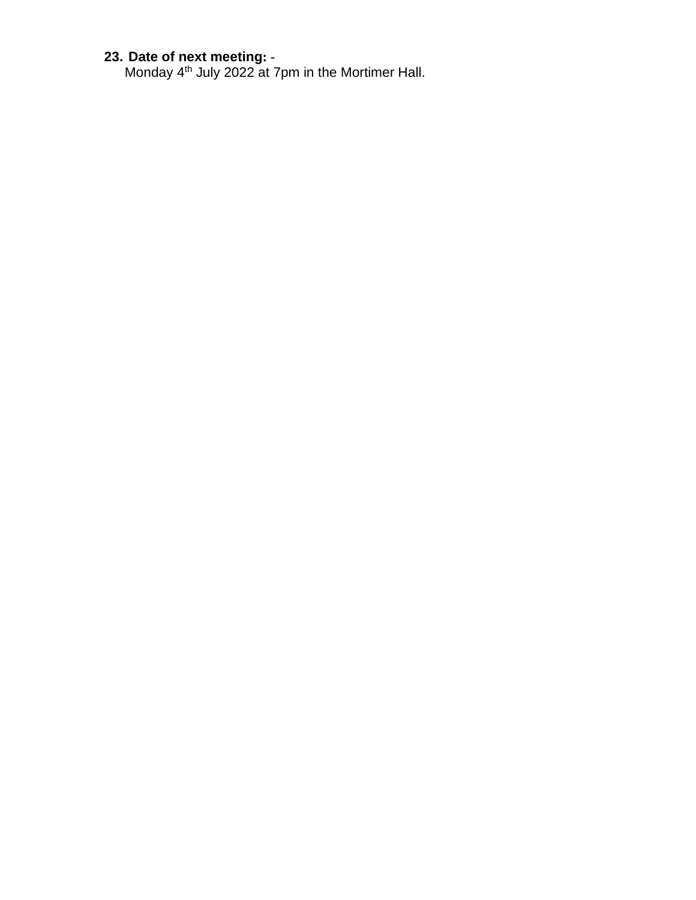**23. Date of next meeting: -**

Monday 4th July 2022 at 7pm in the Mortimer Hall.